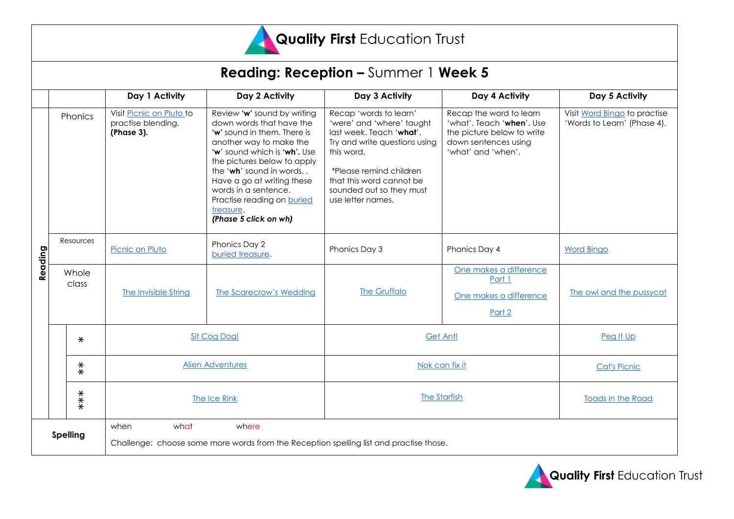# Quality First Education Trust

## Reading: Reception – Summer 1 Week 5

| | | | Day 1 Activity | Day 2 Activity | Day 3 Activity | Day 4 Activity | Day 5 Activity |
|---|---|---|---|---|---|---|---|
| Reading | Phonics | | Visit Picnic on Pluto to practise blending. **(Phase 3).** | Review **'w'** sound by writing down words that have the **'w'** sound in them. There is another way to make the **'w'** sound which is **'wh'.** Use the pictures below to apply the **'wh'** sound in words. . Have a go at writing these words in a sentence. Practise reading on buried treasure. ***(Phase 5 click on wh)*** | Recap 'words to learn' 'were' and 'where' taught last week. Teach '**what**'. Try and write questions using this word. *Please remind children that this word cannot be sounded out so they must use letter names. | Recap the word to learn 'what'. Teach '**when**'. Use the picture below to write down sentences using 'what' and 'when'. | Visit Word Bingo to practise 'Words to Learn' (Phase 4). |
| | Resources | | Picnic on Pluto | Phonics Day 2 buried treasure. | Phonics Day 3 | Phonics Day 4 | Word Bingo |
| | Whole class | | The Invisible String | The Scarecrow's Wedding | The Gruffalo | One makes a difference Part 1 One makes a difference Part 2 | The owl and the pussycat |
| | | * | Sit Cog Dog! | | Get Ant! | | Peg It Up |
| | | ** | Alien Adventures | | Nok can fix it | | Cat's Picnic |
| | | *** | The Ice Rink | | The Starfish | | Toads in the Road |
| Spelling | | | when what where<br>Challenge: choose some more words from the Reception spelling list and practise those. | | | | |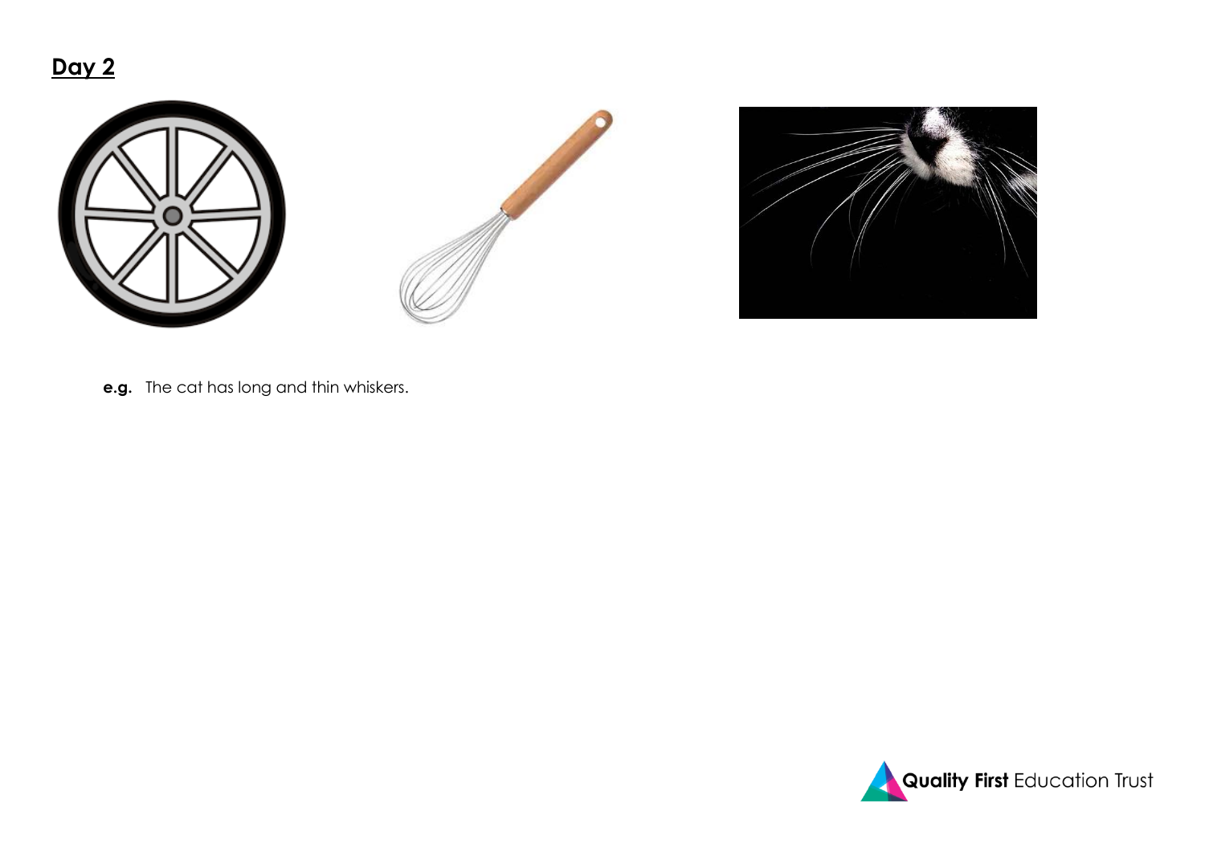## Day 2

**e.g.** The cat has long and thin whiskers.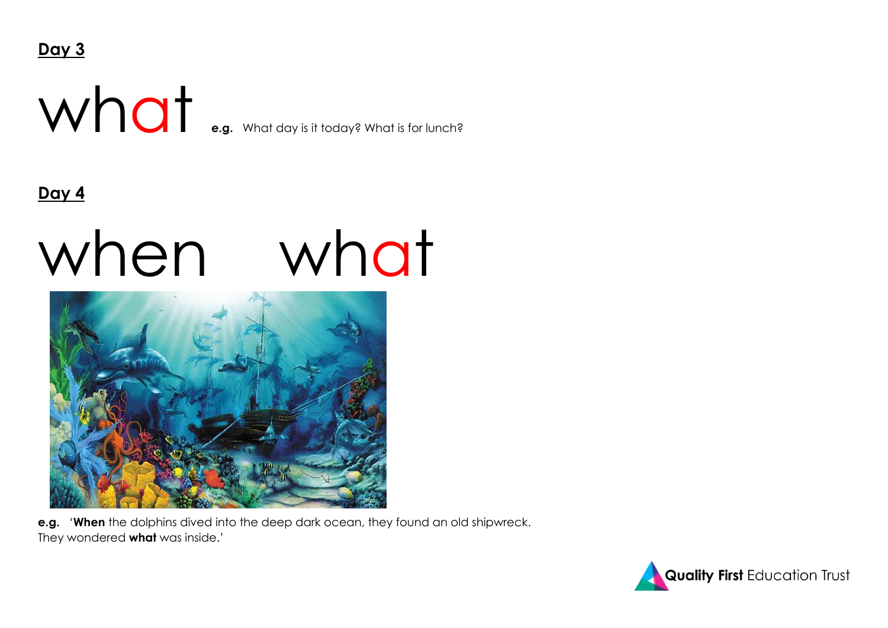**Day 3**

# what

**e.g.** What day is it today? What is for lunch?

**Day 4**

# when what

**e.g.** '**When** the dolphins dived into the deep dark ocean, they found an old shipwreck. They wondered **what** was inside.'